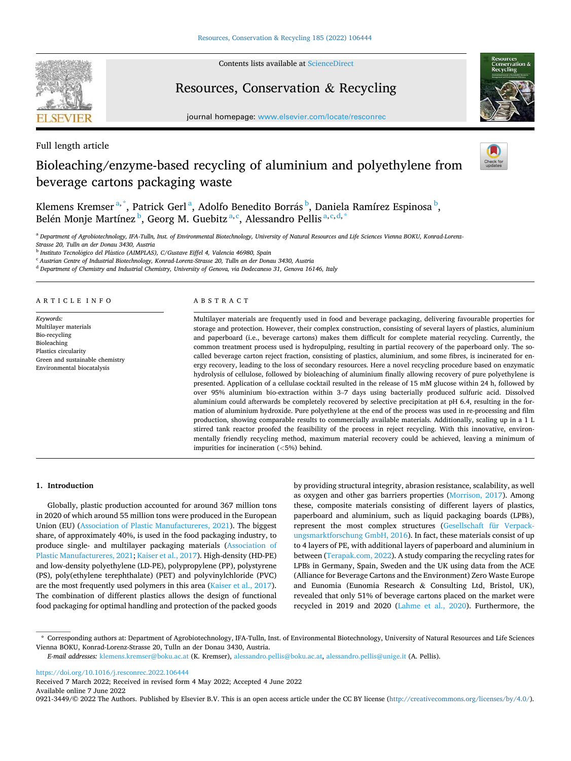Full length article

# Bioleaching/enzyme-based recycling of aluminium and polyethylene from beverage cartons packaging waste

Klemens Kremser[a,*], Patrick Gerl[a], Adolfo Benedito Borrás[b], Daniela Ramírez Espinosa[b], Belén Monje Martínez[b], Georg M. Guebitz[a,c], Alessandro Pellis[a,c,d,*]

[a] Department of Agrobiotechnology, IFA-Tulln, Inst. of Environmental Biotechnology, University of Natural Resources and Life Sciences Vienna BOKU, Konrad-Lorenz-Strasse 20, Tulln an der Donau 3430, Austria

[b] Instituto Tecnológico del Plástico (AIMPLAS), C/Gustave Eiffel 4, Valencia 46980, Spain

[c] Austrian Centre of Industrial Biotechnology, Konrad-Lorenz-Strasse 20, Tulln an der Donau 3430, Austria

[d] Department of Chemistry and Industrial Chemistry, University of Genova, via Dodecaneso 31, Genova 16146, Italy

## ARTICLE INFO

*Keywords:*
Multilayer materials
Bio-recycling
Bioleaching
Plastics circularity
Green and sustainable chemistry
Environmental biocatalysis

## ABSTRACT

Multilayer materials are frequently used in food and beverage packaging, delivering favourable properties for storage and protection. However, their complex construction, consisting of several layers of plastics, aluminium and paperboard (i.e., beverage cartons) makes them difficult for complete material recycling. Currently, the common treatment process used is hydropulping, resulting in partial recovery of the paperboard only. The so-called beverage carton reject fraction, consisting of plastics, aluminium, and some fibres, is incinerated for energy recovery, leading to the loss of secondary resources. Here a novel recycling procedure based on enzymatic hydrolysis of cellulose, followed by bioleaching of aluminium finally allowing recovery of pure polyethylene is presented. Application of a cellulase cocktail resulted in the release of 15 mM glucose within 24 h, followed by over 95% aluminium bio-extraction within 3–7 days using bacterially produced sulfuric acid. Dissolved aluminium could afterwards be completely recovered by selective precipitation at pH 6.4, resulting in the formation of aluminium hydroxide. Pure polyethylene at the end of the process was used in re-processing and film production, showing comparable results to commercially available materials. Additionally, scaling up in a 1 L stirred tank reactor proofed the feasibility of the process in reject recycling. With this innovative, environmentally friendly recycling method, maximum material recovery could be achieved, leaving a minimum of impurities for incineration (<5%) behind.

## 1. Introduction

Globally, plastic production accounted for around 367 million tons in 2020 of which around 55 million tons were produced in the European Union (EU) (Association of Plastic Manufactureres, 2021). The biggest share, of approximately 40%, is used in the food packaging industry, to produce single- and multilayer packaging materials (Association of Plastic Manufactureres, 2021; Kaiser et al., 2017). High-density (HD-PE) and low-density polyethylene (LD-PE), polypropylene (PP), polystyrene (PS), poly(ethylene terephthalate) (PET) and polyvinylchloride (PVC) are the most frequently used polymers in this area (Kaiser et al., 2017). The combination of different plastics allows the design of functional food packaging for optimal handling and protection of the packed goods by providing structural integrity, abrasion resistance, scalability, as well as oxygen and other gas barriers properties (Morrison, 2017). Among these, composite materials consisting of different layers of plastics, paperboard and aluminium, such as liquid packaging boards (LPB's), represent the most complex structures (Gesellschaft für Verpackungsmarktforschung GmbH, 2016). In fact, these materials consist of up to 4 layers of PE, with additional layers of paperboard and aluminium in between (Terapak.com, 2022). A study comparing the recycling rates for LPB's in Germany, Spain, Sweden and the UK using data from the ACE (Alliance for Beverage Cartons and the Environment) Zero Waste Europe and Eunomia (Eunomia Research & Consulting Ltd, Bristol, UK), revealed that only 51% of beverage cartons placed on the market were recycled in 2019 and 2020 (Lahme et al., 2020). Furthermore, the

\* Corresponding authors at: Department of Agrobiotechnology, IFA-Tulln, Inst. of Environmental Biotechnology, University of Natural Resources and Life Sciences Vienna BOKU, Konrad-Lorenz-Strasse 20, Tulln an der Donau 3430, Austria.

*E-mail addresses:* klemens.kremser@boku.ac.at (K. Kremser), alessandro.pellis@boku.ac.at, alessandro.pellis@unige.it (A. Pellis).

https://doi.org/10.1016/j.resconrec.2022.106444

Received 7 March 2022; Received in revised form 4 May 2022; Accepted 4 June 2022

Available online 7 June 2022

0921-3449/© 2022 The Authors. Published by Elsevier B.V. This is an open access article under the CC BY license (http://creativecommons.org/licenses/by/4.0/).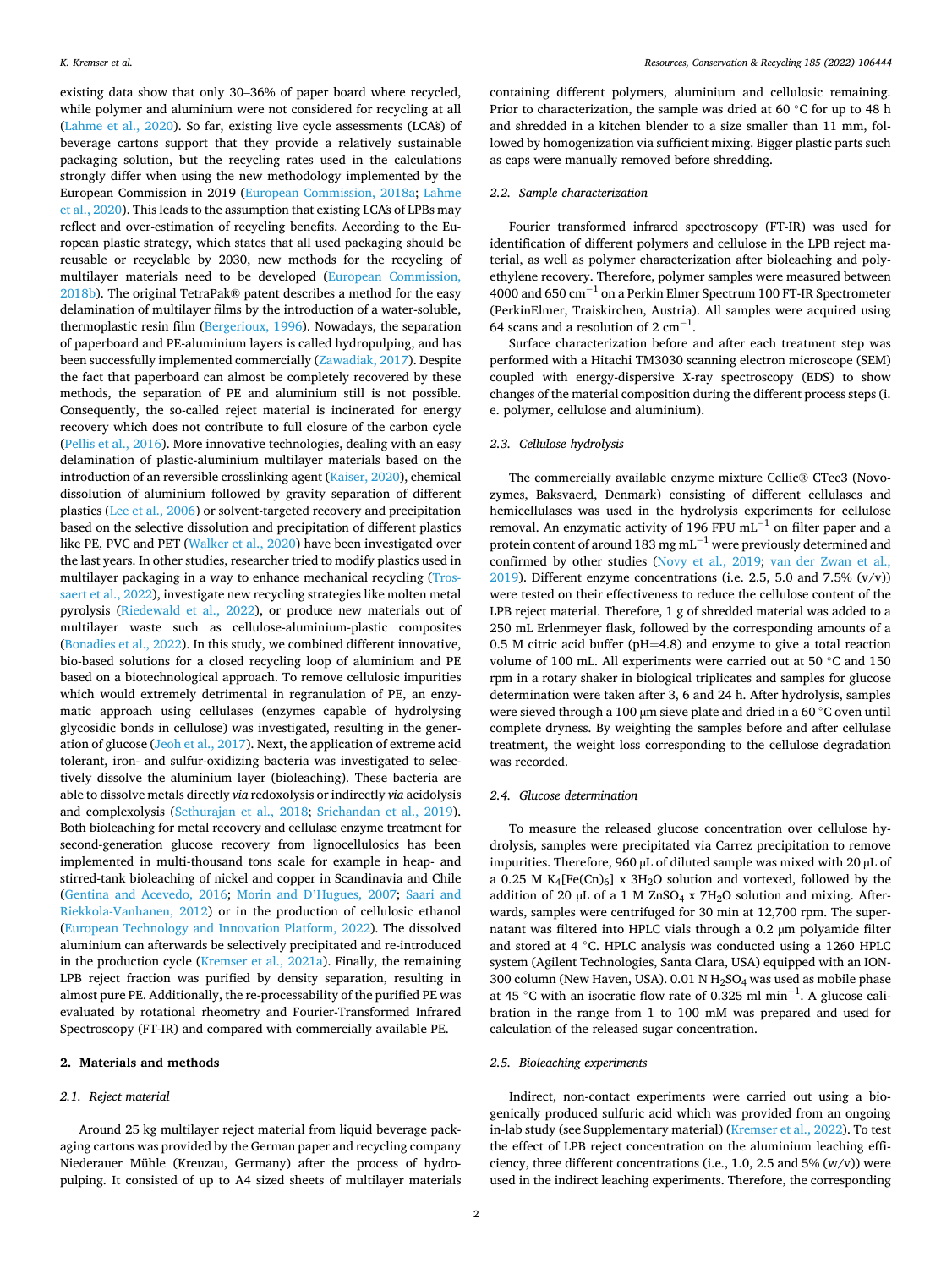existing data show that only 30–36% of paper board where recycled, while polymer and aluminium were not considered for recycling at all (Lahme et al., 2020). So far, existing live cycle assessments (LCA's) of beverage cartons support that they provide a relatively sustainable packaging solution, but the recycling rates used in the calculations strongly differ when using the new methodology implemented by the European Commission in 2019 (European Commission, 2018a; Lahme et al., 2020). This leads to the assumption that existing LCA's of LPBs may reflect and over-estimation of recycling benefits. According to the European plastic strategy, which states that all used packaging should be reusable or recyclable by 2030, new methods for the recycling of multilayer materials need to be developed (European Commission, 2018b). The original TetraPak® patent describes a method for the easy delamination of multilayer films by the introduction of a water-soluble, thermoplastic resin film (Bergerioux, 1996). Nowadays, the separation of paperboard and PE-aluminium layers is called hydropulping, and has been successfully implemented commercially (Zawadiak, 2017). Despite the fact that paperboard can almost be completely recovered by these methods, the separation of PE and aluminium still is not possible. Consequently, the so-called reject material is incinerated for energy recovery which does not contribute to full closure of the carbon cycle (Pellis et al., 2016). More innovative technologies, dealing with an easy delamination of plastic-aluminium multilayer materials based on the introduction of an reversible crosslinking agent (Kaiser, 2020), chemical dissolution of aluminium followed by gravity separation of different plastics (Lee et al., 2006) or solvent-targeted recovery and precipitation based on the selective dissolution and precipitation of different plastics like PE, PVC and PET (Walker et al., 2020) have been investigated over the last years. In other studies, researcher tried to modify plastics used in multilayer packaging in a way to enhance mechanical recycling (Trossaert et al., 2022), investigate new recycling strategies like molten metal pyrolysis (Riedewald et al., 2022), or produce new materials out of multilayer waste such as cellulose-aluminium-plastic composites (Bonadies et al., 2022). In this study, we combined different innovative, bio-based solutions for a closed recycling loop of aluminium and PE based on a biotechnological approach. To remove cellulosic impurities which would extremely detrimental in regranulation of PE, an enzymatic approach using cellulases (enzymes capable of hydrolysing glycosidic bonds in cellulose) was investigated, resulting in the generation of glucose (Jeoh et al., 2017). Next, the application of extreme acid tolerant, iron- and sulfur-oxidizing bacteria was investigated to selectively dissolve the aluminium layer (bioleaching). These bacteria are able to dissolve metals directly *via* redoxolysis or indirectly *via* acidolysis and complexolysis (Sethurajan et al., 2018; Srichandan et al., 2019). Both bioleaching for metal recovery and cellulase enzyme treatment for second-generation glucose recovery from lignocellulosics has been implemented in multi-thousand tons scale for example in heap- and stirred-tank bioleaching of nickel and copper in Scandinavia and Chile (Gentina and Acevedo, 2016; Morin and D'Hugues, 2007; Saari and Riekkola-Vanhanen, 2012) or in the production of cellulosic ethanol (European Technology and Innovation Platform, 2022). The dissolved aluminium can afterwards be selectively precipitated and re-introduced in the production cycle (Kremser et al., 2021a). Finally, the remaining LPB reject fraction was purified by density separation, resulting in almost pure PE. Additionally, the re-processability of the purified PE was evaluated by rotational rheometry and Fourier-Transformed Infrared Spectroscopy (FT-IR) and compared with commercially available PE.

## 2. Materials and methods

### 2.1. Reject material

Around 25 kg multilayer reject material from liquid beverage packaging cartons was provided by the German paper and recycling company Niederauer Mühle (Kreuzau, Germany) after the process of hydropulping. It consisted of up to A4 sized sheets of multilayer materials containing different polymers, aluminium and cellulosic remaining. Prior to characterization, the sample was dried at 60 °C for up to 48 h and shredded in a kitchen blender to a size smaller than 11 mm, followed by homogenization via sufficient mixing. Bigger plastic parts such as caps were manually removed before shredding.

### 2.2. Sample characterization

Fourier transformed infrared spectroscopy (FT-IR) was used for identification of different polymers and cellulose in the LPB reject material, as well as polymer characterization after bioleaching and polyethylene recovery. Therefore, polymer samples were measured between 4000 and 650 $cm^{-1}$ on a Perkin Elmer Spectrum 100 FT-IR Spectrometer (PerkinElmer, Traiskirchen, Austria). All samples were acquired using 64 scans and a resolution of 2 $cm^{-1}$.

Surface characterization before and after each treatment step was performed with a Hitachi TM3030 scanning electron microscope (SEM) coupled with energy-dispersive X-ray spectroscopy (EDS) to show changes of the material composition during the different process steps (i.e. polymer, cellulose and aluminium).

### 2.3. Cellulose hydrolysis

The commercially available enzyme mixture Cellic® CTec3 (Novozymes, Baksvaerd, Denmark) consisting of different cellulases and hemicellulases was used in the hydrolysis experiments for cellulose removal. An enzymatic activity of 196 FPU $mL^{-1}$ on filter paper and a protein content of around 183 mg $mL^{-1}$ were previously determined and confirmed by other studies (Novy et al., 2019; van der Zwan et al., 2019). Different enzyme concentrations (i.e. 2.5, 5.0 and 7.5% (v/v)) were tested on their effectiveness to reduce the cellulose content of the LPB reject material. Therefore, 1 g of shredded material was added to a 250 mL Erlenmeyer flask, followed by the corresponding amounts of a 0.5 M citric acid buffer (pH=4.8) and enzyme to give a total reaction volume of 100 mL. All experiments were carried out at 50 °C and 150 rpm in a rotary shaker in biological triplicates and samples for glucose determination were taken after 3, 6 and 24 h. After hydrolysis, samples were sieved through a 100 μm sieve plate and dried in a 60 °C oven until complete dryness. By weighting the samples before and after cellulase treatment, the weight loss corresponding to the cellulose degradation was recorded.

### 2.4. Glucose determination

To measure the released glucose concentration over cellulose hydrolysis, samples were precipitated via Carrez precipitation to remove impurities. Therefore, 960 μL of diluted sample was mixed with 20 μL of a 0.25 M $K_4[Fe(Cn)_6]$ x $3H_2O$ solution and vortexed, followed by the addition of 20 μL of a 1 M $ZnSO_4$ x $7H_2O$ solution and mixing. Afterwards, samples were centrifuged for 30 min at 12,700 rpm. The supernatant was filtered into HPLC vials through a 0.2 μm polyamide filter and stored at 4 °C. HPLC analysis was conducted using a 1260 HPLC system (Agilent Technologies, Santa Clara, USA) equipped with an ION-300 column (New Haven, USA). 0.01 N $H_2SO_4$ was used as mobile phase at 45 °C with an isocratic flow rate of 0.325 ml $min^{-1}$. A glucose calibration in the range from 1 to 100 mM was prepared and used for calculation of the released sugar concentration.

### 2.5. Bioleaching experiments

Indirect, non-contact experiments were carried out using a biogenically produced sulfuric acid which was provided from an ongoing in-lab study (see Supplementary material) (Kremser et al., 2022). To test the effect of LPB reject concentration on the aluminium leaching efficiency, three different concentrations (i.e., 1.0, 2.5 and 5% (w/v)) were used in the indirect leaching experiments. Therefore, the corresponding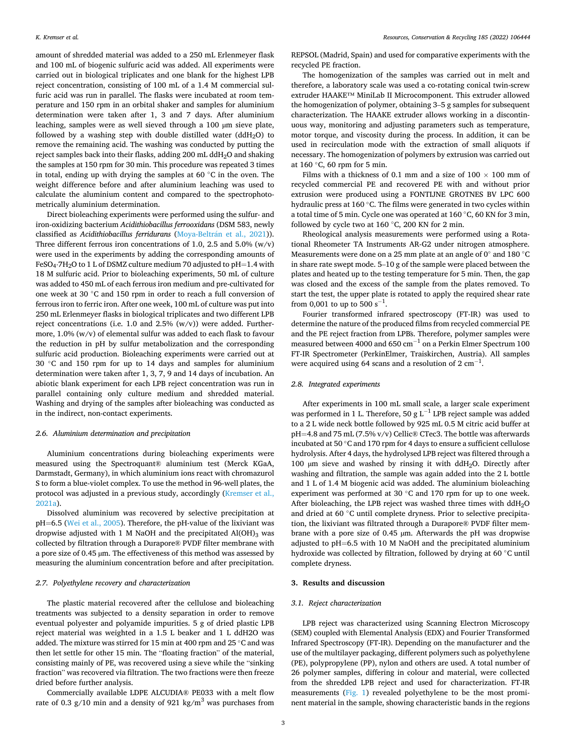amount of shredded material was added to a 250 mL Erlenmeyer flask and 100 mL of biogenic sulfuric acid was added. All experiments were carried out in biological triplicates and one blank for the highest LPB reject concentration, consisting of 100 mL of a 1.4 M commercial sulfuric acid was run in parallel. The flasks were incubated at room temperature and 150 rpm in an orbital shaker and samples for aluminium determination were taken after 1, 3 and 7 days. After aluminium leaching, samples were as well sieved through a 100 μm sieve plate, followed by a washing step with double distilled water ($ddH_2O$) to remove the remaining acid. The washing was conducted by putting the reject samples back into their flasks, adding 200 mL $ddH_2O$ and shaking the samples at 150 rpm for 30 min. This procedure was repeated 3 times in total, ending up with drying the samples at 60 °C in the oven. The weight difference before and after aluminium leaching was used to calculate the aluminium content and compared to the spectrophotometrically aluminium determination.

Direct bioleaching experiments were performed using the sulfur- and iron-oxidizing bacterium *Acidithiobacillus ferrooxidans* (DSM 583, newly classified as *Acidithiobacillus ferridurans* (Moya-Beltrán et al., 2021)). Three different ferrous iron concentrations of 1.0, 2.5 and 5.0% (w/v) were used in the experiments by adding the corresponding amounts of $FeSO_4{\cdot}7H_2O$ to 1 L of DSMZ culture medium 70 adjusted to pH=1.4 with 18 M sulfuric acid. Prior to bioleaching experiments, 50 mL of culture was added to 450 mL of each ferrous iron medium and pre-cultivated for one week at 30 °C and 150 rpm in order to reach a full conversion of ferrous iron to ferric iron. After one week, 100 mL of culture was put into 250 mL Erlenmeyer flasks in biological triplicates and two different LPB reject concentrations (i.e. 1.0 and 2.5% (w/v)) were added. Furthermore, 1.0% (w/v) of elemental sulfur was added to each flask to favour the reduction in pH by sulfur metabolization and the corresponding sulfuric acid production. Bioleaching experiments were carried out at 30 °C and 150 rpm for up to 14 days and samples for aluminium determination were taken after 1, 3, 7, 9 and 14 days of incubation. An abiotic blank experiment for each LPB reject concentration was run in parallel containing only culture medium and shredded material. Washing and drying of the samples after bioleaching was conducted as in the indirect, non-contact experiments.

### 2.6. Aluminium determination and precipitation

Aluminium concentrations during bioleaching experiments were measured using the Spectroquant® aluminium test (Merck KGaA, Darmstadt, Germany), in which aluminium ions react with chromazurol S to form a blue-violet complex. To use the method in 96-well plates, the protocol was adjusted in a previous study, accordingly (Kremser et al., 2021a).

Dissolved aluminium was recovered by selective precipitation at pH=6.5 (Wei et al., 2005). Therefore, the pH-value of the lixiviant was dropwise adjusted with 1 M NaOH and the precipitated $Al(OH)_3$ was collected by filtration through a Durapore® PVDF filter membrane with a pore size of 0.45 μm. The effectiveness of this method was assessed by measuring the aluminium concentration before and after precipitation.

### 2.7. Polyethylene recovery and characterization

The plastic material recovered after the cellulose and bioleaching treatments was subjected to a density separation in order to remove eventual polyester and polyamide impurities. 5 g of dried plastic LPB reject material was weighted in a 1.5 L beaker and 1 L ddH2O was added. The mixture was stirred for 15 min at 400 rpm and 25 °C and was then let settle for other 15 min. The "floating fraction" of the material, consisting mainly of PE, was recovered using a sieve while the "sinking fraction" was recovered via filtration. The two fractions were then freeze dried before further analysis.

Commercially available LDPE ALCUDIA® PE033 with a melt flow rate of 0.3 g/10 min and a density of 921 kg/m$^3$ was purchases from REPSOL (Madrid, Spain) and used for comparative experiments with the recycled PE fraction.

The homogenization of the samples was carried out in melt and therefore, a laboratory scale was used a co-rotating conical twin-screw extruder HAAKE™ MiniLab II Microcomponent. This extruder allowed the homogenization of polymer, obtaining 3–5 g samples for subsequent characterization. The HAAKE extruder allows working in a discontinuous way, monitoring and adjusting parameters such as temperature, motor torque, and viscosity during the process. In addition, it can be used in recirculation mode with the extraction of small aliquots if necessary. The homogenization of polymers by extrusion was carried out at 160 °C, 60 rpm for 5 min.

Films with a thickness of 0.1 mm and a size of 100 × 100 mm of recycled commercial PE and recovered PE with and without prior extrusion were produced using a FONTIJNE GROTNES BV LPC 600 hydraulic press at 160 °C. The films were generated in two cycles within a total time of 5 min. Cycle one was operated at 160 °C, 60 KN for 3 min, followed by cycle two at 160 °C, 200 KN for 2 min.

Rheological analysis measurements were performed using a Rotational Rheometer TA Instruments AR-G2 under nitrogen atmosphere. Measurements were done on a 25 mm plate at an angle of 0° and 180 °C in share rate swept mode. 5–10 g of the sample were placed between the plates and heated up to the testing temperature for 5 min. Then, the gap was closed and the excess of the sample from the plates removed. To start the test, the upper plate is rotated to apply the required shear rate from 0,001 to up to 500 s$^{-1}$.

Fourier transformed infrared spectroscopy (FT-IR) was used to determine the nature of the produced films from recycled commercial PE and the PE reject fraction from LPBs. Therefore, polymer samples were measured between 4000 and 650 cm$^{-1}$ on a Perkin Elmer Spectrum 100 FT-IR Spectrometer (PerkinElmer, Traiskirchen, Austria). All samples were acquired using 64 scans and a resolution of 2 cm$^{-1}$.

### 2.8. Integrated experiments

After experiments in 100 mL small scale, a larger scale experiment was performed in 1 L. Therefore, 50 g L$^{-1}$ LPB reject sample was added to a 2 L wide neck bottle followed by 925 mL 0.5 M citric acid buffer at pH=4.8 and 75 mL (7.5% v/v) Cellic® CTec3. The bottle was afterwards incubated at 50 °C and 170 rpm for 4 days to ensure a sufficient cellulose hydrolysis. After 4 days, the hydrolysed LPB reject was filtered through a 100 μm sieve and washed by rinsing it with $ddH_2O$. Directly after washing and filtration, the sample was again added into the 2 L bottle and 1 L of 1.4 M biogenic acid was added. The aluminium bioleaching experiment was performed at 30 °C and 170 rpm for up to one week. After bioleaching, the LPB reject was washed three times with $ddH_2O$ and dried at 60 °C until complete dryness. Prior to selective precipitation, the lixiviant was filtrated through a Durapore® PVDF filter membrane with a pore size of 0.45 μm. Afterwards the pH was dropwise adjusted to pH=6.5 with 10 M NaOH and the precipitated aluminium hydroxide was collected by filtration, followed by drying at 60 °C until complete dryness.

## 3. Results and discussion

### 3.1. Reject characterization

LPB reject was characterized using Scanning Electron Microscopy (SEM) coupled with Elemental Analysis (EDX) and Fourier Transformed Infrared Spectroscopy (FT-IR). Depending on the manufacturer and the use of the multilayer packaging, different polymers such as polyethylene (PE), polypropylene (PP), nylon and others are used. A total number of 26 polymer samples, differing in colour and material, were collected from the shredded LPB reject and used for characterization. FT-IR measurements (Fig. 1) revealed polyethylene to be the most prominent material in the sample, showing characteristic bands in the regions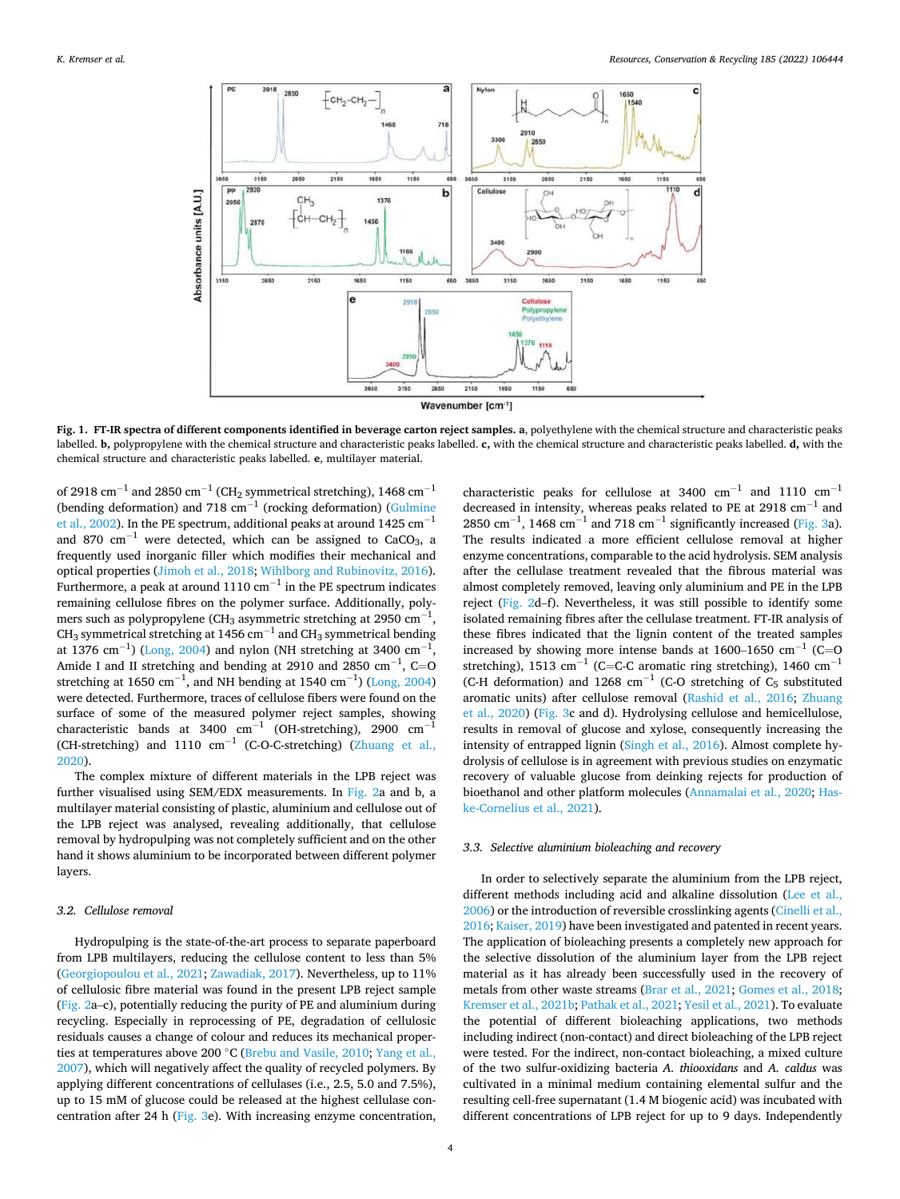**Fig. 1. FT-IR spectra of different components identified in beverage carton reject samples. a**, polyethylene with the chemical structure and characteristic peaks labelled. **b**, polypropylene with the chemical structure and characteristic peaks labelled. **c**, with the chemical structure and characteristic peaks labelled. **d**, with the chemical structure and characteristic peaks labelled. **e**, multilayer material.

of 2918 $cm^{-1}$ and 2850 $cm^{-1}$ ($CH_2$ symmetrical stretching), 1468 $cm^{-1}$ (bending deformation) and 718 $cm^{-1}$ (rocking deformation) (Gulmine et al., 2002). In the PE spectrum, additional peaks at around 1425 $cm^{-1}$ and 870 $cm^{-1}$ were detected, which can be assigned to $CaCO_3$, a frequently used inorganic filler which modifies their mechanical and optical properties (Jimoh et al., 2018; Wihlborg and Rubinovitz, 2016). Furthermore, a peak at around 1110 $cm^{-1}$ in the PE spectrum indicates remaining cellulose fibres on the polymer surface. Additionally, polymers such as polypropylene ($CH_3$ asymmetric stretching at 2950 $cm^{-1}$, $CH_3$ symmetrical stretching at 1456 $cm^{-1}$ and $CH_3$ symmetrical bending at 1376 $cm^{-1}$) (Long, 2004) and nylon (NH stretching at 3400 $cm^{-1}$, Amide I and II stretching and bending at 2910 and 2850 $cm^{-1}$, C=O stretching at 1650 $cm^{-1}$, and NH bending at 1540 $cm^{-1}$) (Long, 2004) were detected. Furthermore, traces of cellulose fibers were found on the surface of some of the measured polymer reject samples, showing characteristic bands at 3400 $cm^{-1}$ (OH-stretching), 2900 $cm^{-1}$ (CH-stretching) and 1110 $cm^{-1}$ (C-O-C-stretching) (Zhuang et al., 2020).

The complex mixture of different materials in the LPB reject was further visualised using SEM/EDX measurements. In Fig. 2a and b, a multilayer material consisting of plastic, aluminium and cellulose out of the LPB reject was analysed, revealing additionally, that cellulose removal by hydropulping was not completely sufficient and on the other hand it shows aluminium to be incorporated between different polymer layers.

### 3.2. Cellulose removal

Hydropulping is the state-of-the-art process to separate paperboard from LPB multilayers, reducing the cellulose content to less than 5% (Georgiopoulou et al., 2021; Zawadiak, 2017). Nevertheless, up to 11% of cellulosic fibre material was found in the present LPB reject sample (Fig. 2a–c), potentially reducing the purity of PE and aluminium during recycling. Especially in reprocessing of PE, degradation of cellulosic residuals causes a change of colour and reduces its mechanical properties at temperatures above 200 °C (Brebu and Vasile, 2010; Yang et al., 2007), which will negatively affect the quality of recycled polymers. By applying different concentrations of cellulases (i.e., 2.5, 5.0 and 7.5%), up to 15 mM of glucose could be released at the highest cellulase concentration after 24 h (Fig. 3e). With increasing enzyme concentration, characteristic peaks for cellulose at 3400 $cm^{-1}$ and 1110 $cm^{-1}$ decreased in intensity, whereas peaks related to PE at 2918 $cm^{-1}$ and 2850 $cm^{-1}$, 1468 $cm^{-1}$ and 718 $cm^{-1}$ significantly increased (Fig. 3a). The results indicated a more efficient cellulose removal at higher enzyme concentrations, comparable to the acid hydrolysis. SEM analysis after the cellulase treatment revealed that the fibrous material was almost completely removed, leaving only aluminium and PE in the LPB reject (Fig. 2d–f). Nevertheless, it was still possible to identify some isolated remaining fibres after the cellulase treatment. FT-IR analysis of these fibres indicated that the lignin content of the treated samples increased by showing more intense bands at 1600–1650 $cm^{-1}$ (C=O stretching), 1513 $cm^{-1}$ (C=C-C aromatic ring stretching), 1460 $cm^{-1}$ (C-H deformation) and 1268 $cm^{-1}$ (C-O stretching of $C_5$ substituted aromatic units) after cellulose removal (Rashid et al., 2016; Zhuang et al., 2020) (Fig. 3c and d). Hydrolysing cellulose and hemicellulose, results in removal of glucose and xylose, consequently increasing the intensity of entrapped lignin (Singh et al., 2016). Almost complete hydrolysis of cellulose is in agreement with previous studies on enzymatic recovery of valuable glucose from deinking rejects for production of bioethanol and other platform molecules (Annamalai et al., 2020; Haske-Cornelius et al., 2021).

### 3.3. Selective aluminium bioleaching and recovery

In order to selectively separate the aluminium from the LPB reject, different methods including acid and alkaline dissolution (Lee et al., 2006) or the introduction of reversible crosslinking agents (Cinelli et al., 2016; Kaiser, 2019) have been investigated and patented in recent years. The application of bioleaching presents a completely new approach for the selective dissolution of the aluminium layer from the LPB reject material as it has already been successfully used in the recovery of metals from other waste streams (Brar et al., 2021; Gomes et al., 2018; Kremser et al., 2021b; Pathak et al., 2021; Yesil et al., 2021). To evaluate the potential of different bioleaching applications, two methods including indirect (non-contact) and direct bioleaching of the LPB reject were tested. For the indirect, non-contact bioleaching, a mixed culture of the two sulfur-oxidizing bacteria *A. thiooxidans* and *A. caldus* was cultivated in a minimal medium containing elemental sulfur and the resulting cell-free supernatant (1.4 M biogenic acid) was incubated with different concentrations of LPB reject for up to 9 days. Independently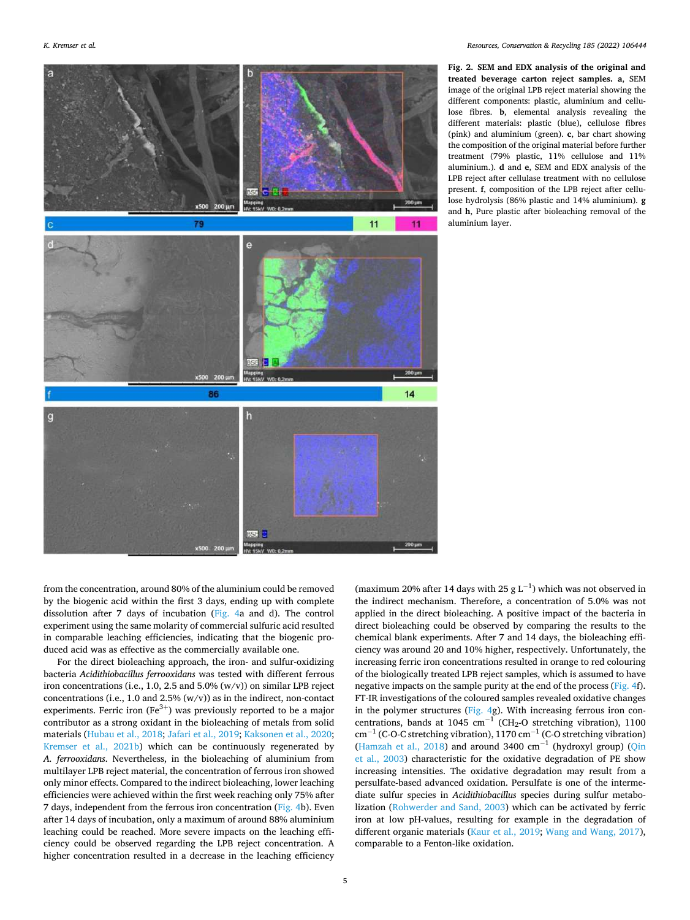**Fig. 2. SEM and EDX analysis of the original and treated beverage carton reject samples.** **a**, SEM image of the original LPB reject material showing the different components: plastic, aluminium and cellulose fibres. **b**, elemental analysis revealing the different materials: plastic (blue), cellulose fibres (pink) and aluminium (green). **c**, bar chart showing the composition of the original material before further treatment (79% plastic, 11% cellulose and 11% aluminium.). **d** and **e**, SEM and EDX analysis of the LPB reject after cellulase treatment with no cellulose present. **f**, composition of the LPB reject after cellulose hydrolysis (86% plastic and 14% aluminium). **g** and **h**, Pure plastic after bioleaching removal of the aluminium layer.

from the concentration, around 80% of the aluminium could be removed by the biogenic acid within the first 3 days, ending up with complete dissolution after 7 days of incubation (Fig. 4a and d). The control experiment using the same molarity of commercial sulfuric acid resulted in comparable leaching efficiencies, indicating that the biogenic produced acid was as effective as the commercially available one.

For the direct bioleaching approach, the iron- and sulfur-oxidizing bacteria *Acidithiobacillus ferrooxidans* was tested with different ferrous iron concentrations (i.e., 1.0, 2.5 and 5.0% (w/v)) on similar LPB reject concentrations (i.e., 1.0 and 2.5% (w/v)) as in the indirect, non-contact experiments. Ferric iron ($Fe^{3+}$) was previously reported to be a major contributor as a strong oxidant in the bioleaching of metals from solid materials (Hubau et al., 2018; Jafari et al., 2019; Kaksonen et al., 2020; Kremser et al., 2021b) which can be continuously regenerated by *A. ferrooxidans*. Nevertheless, in the bioleaching of aluminium from multilayer LPB reject material, the concentration of ferrous iron showed only minor effects. Compared to the indirect bioleaching, lower leaching efficiencies were achieved within the first week reaching only 75% after 7 days, independent from the ferrous iron concentration (Fig. 4b). Even after 14 days of incubation, only a maximum of around 88% aluminium leaching could be reached. More severe impacts on the leaching efficiency could be observed regarding the LPB reject concentration. A higher concentration resulted in a decrease in the leaching efficiency (maximum 20% after 14 days with 25 g $L^{-1}$) which was not observed in the indirect mechanism. Therefore, a concentration of 5.0% was not applied in the direct bioleaching. A positive impact of the bacteria in direct bioleaching could be observed by comparing the results to the chemical blank experiments. After 7 and 14 days, the bioleaching efficiency was around 20 and 10% higher, respectively. Unfortunately, the increasing ferric iron concentrations resulted in orange to red colouring of the biologically treated LPB reject samples, which is assumed to have negative impacts on the sample purity at the end of the process (Fig. 4f). FT-IR investigations of the coloured samples revealed oxidative changes in the polymer structures (Fig. 4g). With increasing ferrous iron concentrations, bands at 1045 $cm^{-1}$ ($CH_2$-O stretching vibration), 1100 $cm^{-1}$ (C-O-C stretching vibration), 1170 $cm^{-1}$ (C-O stretching vibration) (Hamzah et al., 2018) and around 3400 $cm^{-1}$ (hydroxyl group) (Qin et al., 2003) characteristic for the oxidative degradation of PE show increasing intensities. The oxidative degradation may result from a persulfate-based advanced oxidation. Persulfate is one of the intermediate sulfur species in *Acidithiobacillus* species during sulfur metabolization (Rohwerder and Sand, 2003) which can be activated by ferric iron at low pH-values, resulting for example in the degradation of different organic materials (Kaur et al., 2019; Wang and Wang, 2017), comparable to a Fenton-like oxidation.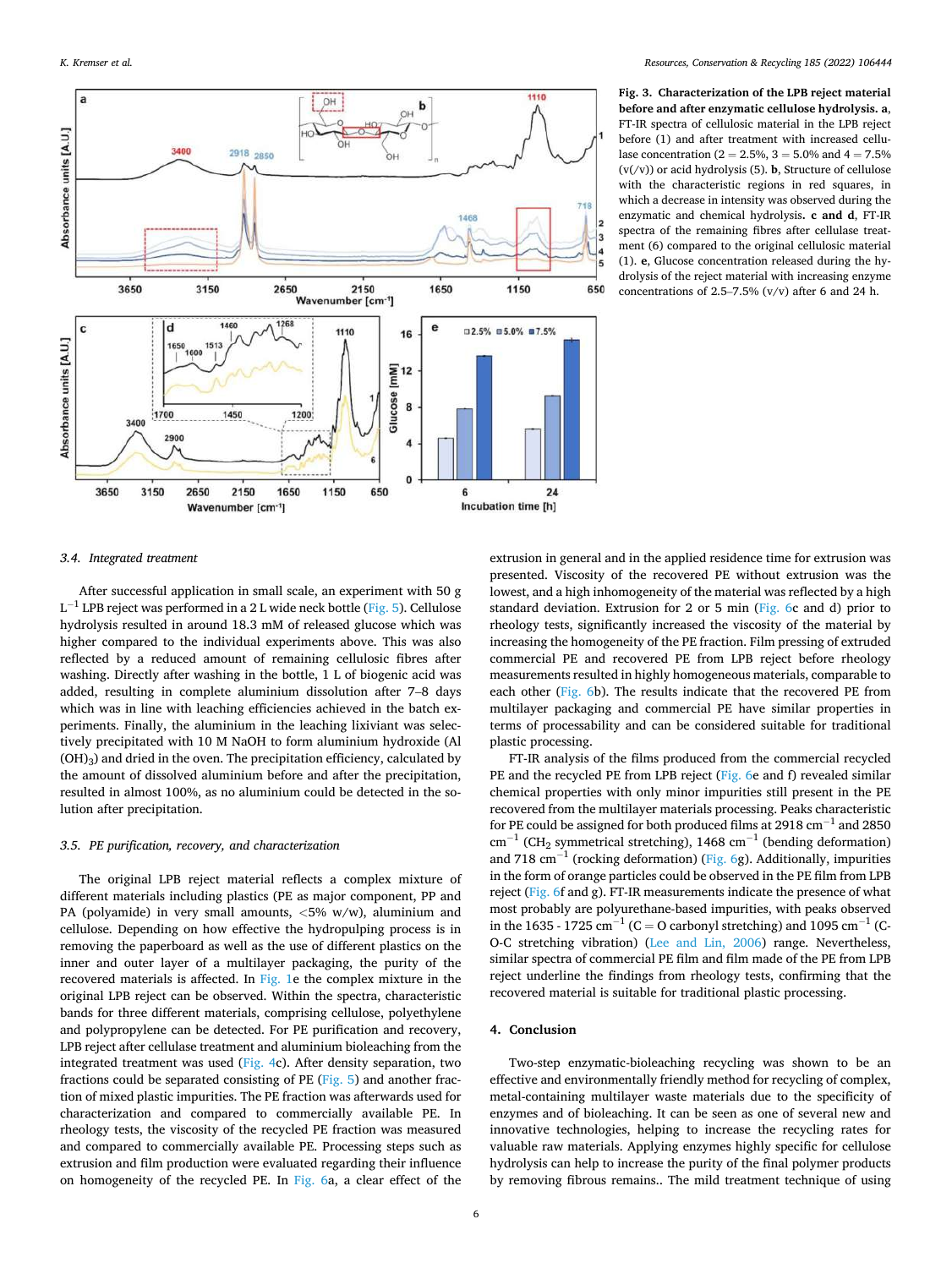**Fig. 3. Characterization of the LPB reject material before and after enzymatic cellulose hydrolysis. a**, FT-IR spectra of cellulosic material in the LPB reject before (1) and after treatment with increased cellulase concentration (2 = 2.5%, 3 = 5.0% and 4 = 7.5% (v(/v)) or acid hydrolysis (5). **b**, Structure of cellulose with the characteristic regions in red squares, in which a decrease in intensity was observed during the enzymatic and chemical hydrolysis**. c and d**, FT-IR spectra of the remaining fibres after cellulase treatment (6) compared to the original cellulosic material (1). **e**, Glucose concentration released during the hydrolysis of the reject material with increasing enzyme concentrations of 2.5–7.5% (v/v) after 6 and 24 h.

### 3.4. Integrated treatment

After successful application in small scale, an experiment with 50 g $L^{-1}$ LPB reject was performed in a 2 L wide neck bottle (Fig. 5). Cellulose hydrolysis resulted in around 18.3 mM of released glucose which was higher compared to the individual experiments above. This was also reflected by a reduced amount of remaining cellulosic fibres after washing. Directly after washing in the bottle, 1 L of biogenic acid was added, resulting in complete aluminium dissolution after 7–8 days which was in line with leaching efficiencies achieved in the batch experiments. Finally, the aluminium in the leaching lixiviant was selectively precipitated with 10 M NaOH to form aluminium hydroxide ($Al(OH)_3$) and dried in the oven. The precipitation efficiency, calculated by the amount of dissolved aluminium before and after the precipitation, resulted in almost 100%, as no aluminium could be detected in the solution after precipitation.

### 3.5. PE purification, recovery, and characterization

The original LPB reject material reflects a complex mixture of different materials including plastics (PE as major component, PP and PA (polyamide) in very small amounts, <5% w/w), aluminium and cellulose. Depending on how effective the hydropulping process is in removing the paperboard as well as the use of different plastics on the inner and outer layer of a multilayer packaging, the purity of the recovered materials is affected. In Fig. 1e the complex mixture in the original LPB reject can be observed. Within the spectra, characteristic bands for three different materials, comprising cellulose, polyethylene and polypropylene can be detected. For PE purification and recovery, LPB reject after cellulase treatment and aluminium bioleaching from the integrated treatment was used (Fig. 4c). After density separation, two fractions could be separated consisting of PE (Fig. 5) and another fraction of mixed plastic impurities. The PE fraction was afterwards used for characterization and compared to commercially available PE. In rheology tests, the viscosity of the recycled PE fraction was measured and compared to commercially available PE. Processing steps such as extrusion and film production were evaluated regarding their influence on homogeneity of the recycled PE. In Fig. 6a, a clear effect of the extrusion in general and in the applied residence time for extrusion was presented. Viscosity of the recovered PE without extrusion was the lowest, and a high inhomogeneity of the material was reflected by a high standard deviation. Extrusion for 2 or 5 min (Fig. 6c and d) prior to rheology tests, significantly increased the viscosity of the material by increasing the homogeneity of the PE fraction. Film pressing of extruded commercial PE and recovered PE from LPB reject before rheology measurements resulted in highly homogeneous materials, comparable to each other (Fig. 6b). The results indicate that the recovered PE from multilayer packaging and commercial PE have similar properties in terms of processability and can be considered suitable for traditional plastic processing.

FT-IR analysis of the films produced from the commercial recycled PE and the recycled PE from LPB reject (Fig. 6e and f) revealed similar chemical properties with only minor impurities still present in the PE recovered from the multilayer materials processing. Peaks characteristic for PE could be assigned for both produced films at 2918 $cm^{-1}$ and 2850 $cm^{-1}$ ($CH_2$ symmetrical stretching), 1468 $cm^{-1}$ (bending deformation) and 718 $cm^{-1}$ (rocking deformation) (Fig. 6g). Additionally, impurities in the form of orange particles could be observed in the PE film from LPB reject (Fig. 6f and g). FT-IR measurements indicate the presence of what most probably are polyurethane-based impurities, with peaks observed in the 1635 - 1725 $cm^{-1}$ (C = O carbonyl stretching) and 1095 $cm^{-1}$ (C-O-C stretching vibration) (Lee and Lin, 2006) range. Nevertheless, similar spectra of commercial PE film and film made of the PE from LPB reject underline the findings from rheology tests, confirming that the recovered material is suitable for traditional plastic processing.

## 4. Conclusion

Two-step enzymatic-bioleaching recycling was shown to be an effective and environmentally friendly method for recycling of complex, metal-containing multilayer waste materials due to the specificity of enzymes and of bioleaching. It can be seen as one of several new and innovative technologies, helping to increase the recycling rates for valuable raw materials. Applying enzymes highly specific for cellulose hydrolysis can help to increase the purity of the final polymer products by removing fibrous remains.. The mild treatment technique of using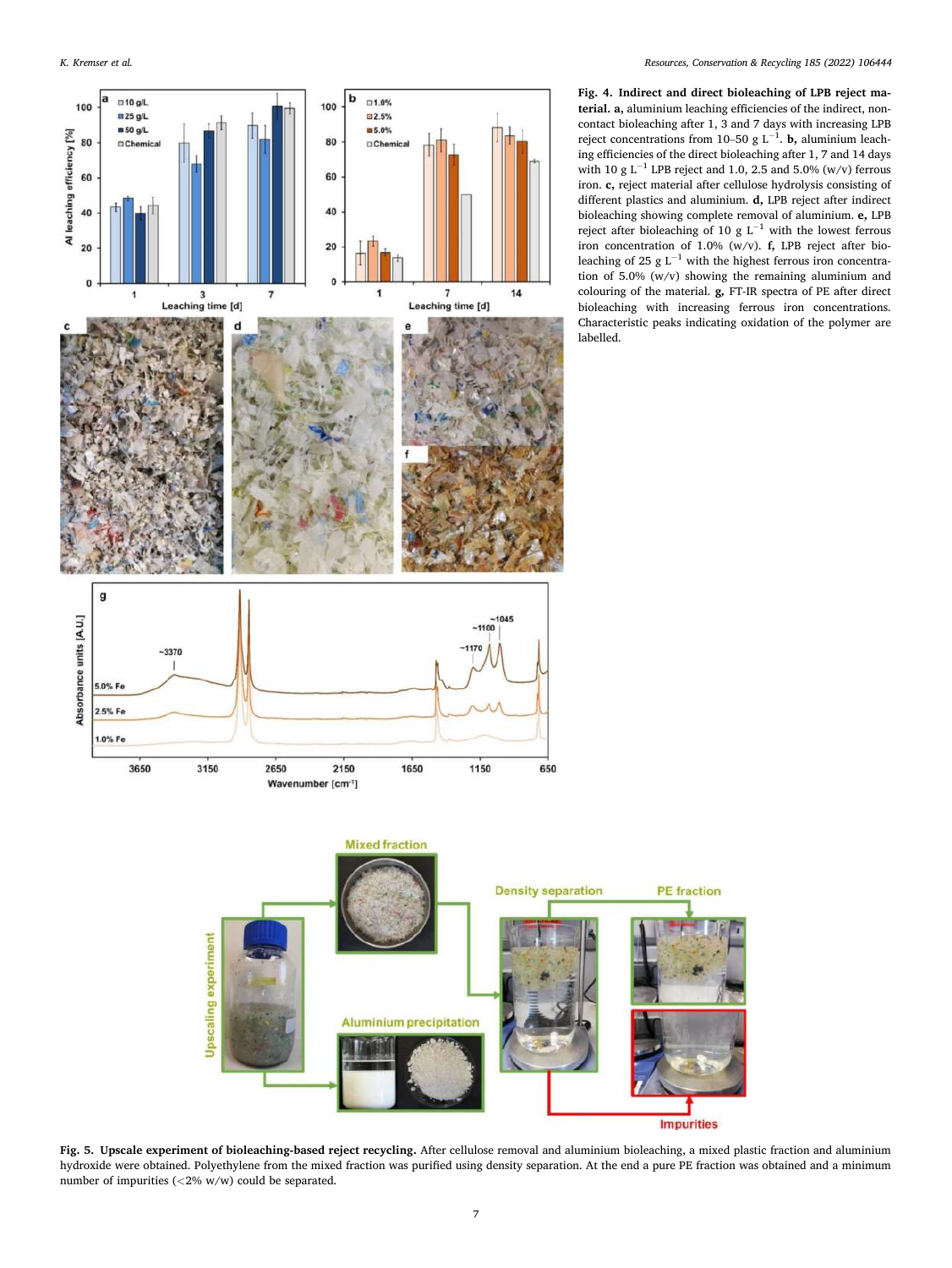**Fig. 4. Indirect and direct bioleaching of LPB reject material. a,** aluminium leaching efficiencies of the indirect, non-contact bioleaching after 1, 3 and 7 days with increasing LPB reject concentrations from 10–50 g $L^{-1}$. **b,** aluminium leaching efficiencies of the direct bioleaching after 1, 7 and 14 days with 10 g $L^{-1}$ LPB reject and 1.0, 2.5 and 5.0% (w/v) ferrous iron. **c,** reject material after cellulose hydrolysis consisting of different plastics and aluminium. **d,** LPB reject after indirect bioleaching showing complete removal of aluminium. **e,** LPB reject after bioleaching of 10 g $L^{-1}$ with the lowest ferrous iron concentration of 1.0% (w/v). **f,** LPB reject after bioleaching of 25 g $L^{-1}$ with the highest ferrous iron concentration of 5.0% (w/v) showing the remaining aluminium and colouring of the material. **g,** FT-IR spectra of PE after direct bioleaching with increasing ferrous iron concentrations. Characteristic peaks indicating oxidation of the polymer are labelled.

**Fig. 5. Upscale experiment of bioleaching-based reject recycling.** After cellulose removal and aluminium bioleaching, a mixed plastic fraction and aluminium hydroxide were obtained. Polyethylene from the mixed fraction was purified using density separation. At the end a pure PE fraction was obtained and a minimum number of impurities (<2% w/w) could be separated.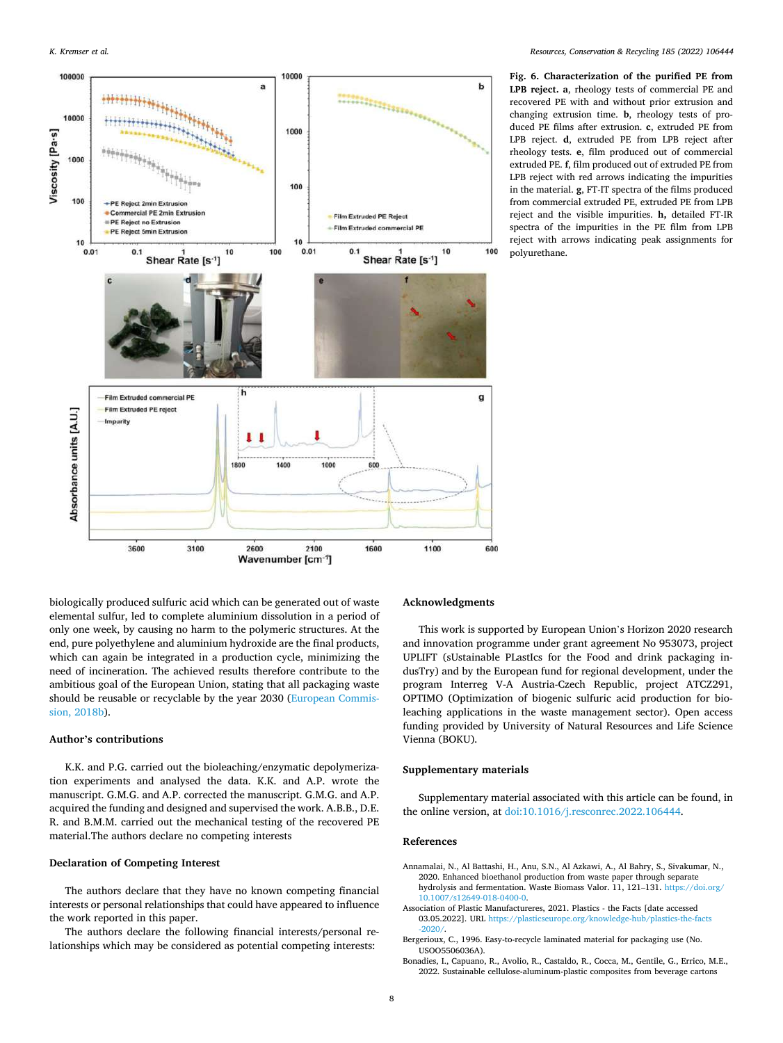**Fig. 6. Characterization of the purified PE from LPB reject.** **a**, rheology tests of commercial PE and recovered PE with and without prior extrusion and changing extrusion time. **b**, rheology tests of produced PE films after extrusion. **c**, extruded PE from LPB reject. **d**, extruded PE from LPB reject after rheology tests. **e**, film produced out of commercial extruded PE. **f**, film produced out of extruded PE from LPB reject with red arrows indicating the impurities in the material. **g**, FT-IT spectra of the films produced from commercial extruded PE, extruded PE from LPB reject and the visible impurities. **h,** detailed FT-IR spectra of the impurities in the PE film from LPB reject with arrows indicating peak assignments for polyurethane.

biologically produced sulfuric acid which can be generated out of waste elemental sulfur, led to complete aluminium dissolution in a period of only one week, by causing no harm to the polymeric structures. At the end, pure polyethylene and aluminium hydroxide are the final products, which can again be integrated in a production cycle, minimizing the need of incineration. The achieved results therefore contribute to the ambitious goal of the European Union, stating that all packaging waste should be reusable or recyclable by the year 2030 (European Commission, 2018b).

## Author's contributions

K.K. and P.G. carried out the bioleaching/enzymatic depolymerization experiments and analysed the data. K.K. and A.P. wrote the manuscript. G.M.G. and A.P. corrected the manuscript. G.M.G. and A.P. acquired the funding and designed and supervised the work. A.B.B., D.E. R. and B.M.M. carried out the mechanical testing of the recovered PE material.The authors declare no competing interests

## Declaration of Competing Interest

The authors declare that they have no known competing financial interests or personal relationships that could have appeared to influence the work reported in this paper.

The authors declare the following financial interests/personal relationships which may be considered as potential competing interests:

## Acknowledgments

This work is supported by European Union's Horizon 2020 research and innovation programme under grant agreement No 953073, project UPLIFT (sUstainable PLastIcs for the Food and drink packaging indusTry) and by the European fund for regional development, under the program Interreg V-A Austria-Czech Republic, project ATCZ291, OPTIMO (Optimization of biogenic sulfuric acid production for bioleaching applications in the waste management sector). Open access funding provided by University of Natural Resources and Life Science Vienna (BOKU).

## Supplementary materials

Supplementary material associated with this article can be found, in the online version, at doi:10.1016/j.resconrec.2022.106444.

## References

Annamalai, N., Al Battashi, H., Anu, S.N., Al Azkawi, A., Al Bahry, S., Sivakumar, N., 2020. Enhanced bioethanol production from waste paper through separate hydrolysis and fermentation. Waste Biomass Valor. 11, 121–131. https://doi.org/10.1007/s12649-018-0400-0.

Association of Plastic Manufactureres, 2021. Plastics - the Facts [date accessed 03.05.2022]. URL https://plasticseurope.org/knowledge-hub/plastics-the-facts-2020/.

Bergerioux, C., 1996. Easy-to-recycle laminated material for packaging use (No. USOO5506036A).

Bonadies, I., Capuano, R., Avolio, R., Castaldo, R., Cocca, M., Gentile, G., Errico, M.E., 2022. Sustainable cellulose-aluminum-plastic composites from beverage cartons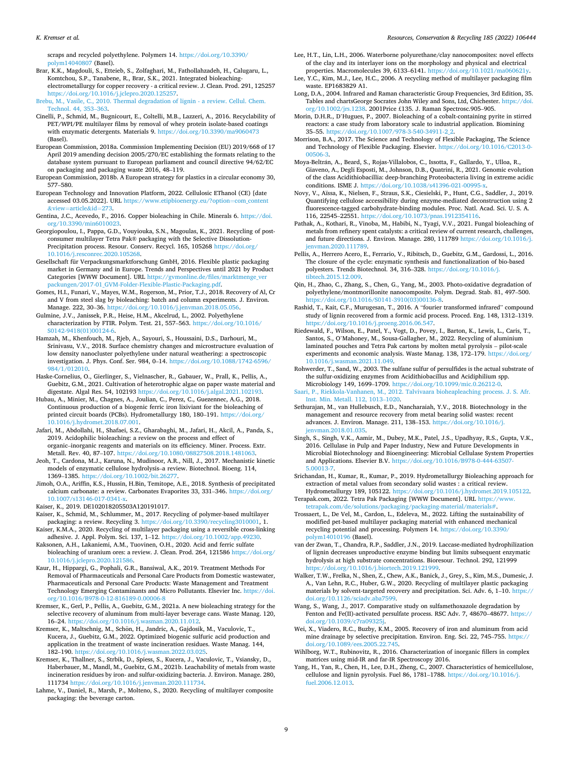scraps and recycled polyethylene. Polymers 14. https://doi.org/10.3390/polym14040807 (Basel).

Brar, K.K., Magdouli, S., Etteieb, S., Zolfaghari, M., Fathollahzadeh, H., Calugaru, L., Komtchou, S.P., Tanabene, R., Brar, S.K., 2021. Integrated bioleaching-electrometallurgy for copper recovery - a critical review. J. Clean. Prod. 291, 125257 https://doi.org/10.1016/j.jclepro.2020.125257.

Brebu, M., Vasile, C., 2010. Thermal degradation of lignin - a review. Cellul. Chem. Technol. 44, 353–363.

Cinelli, P., Schmid, M., Bugnicourt, E., Coltelli, M.B., Lazzeri, A., 2016. Recyclability of PET/WPI/PE multilayer films by removal of whey protein isolate-based coatings with enzymatic detergents. Materials 9. https://doi.org/10.3390/ma9060473 (Basel).

European Commission, 2018a. Commission Implementing Decision (EU) 2019/668 of 17 April 2019 amending decision 2005/270/EC establishing the formats relating to the database system pursuant to European parliament and council directive 94/62/EC on packaging and packaging waste 2016, 48–119.

European Commission, 2018b. A European strategy for plastics in a circular economy 30, 577–580.

European Technology and Innovation Platform, 2022. Cellulosic EThanol (CE) [date accessed 03.05.2022]. URL https://www.etipbioenergy.eu/?option=com_content&view=article&id=273.

Gentina, J.C., Acevedo, F., 2016. Copper bioleaching in Chile. Minerals 6. https://doi.org/10.3390/min6010023.

Georgiopoulou, I., Pappa, G.D., Vouyiouka, S.N., Magoulas, K., 2021. Recycling of post-consumer multilayer Tetra Pak® packaging with the Selective Dissolution-Precipitation process. Resour. Conserv. Recycl. 165, 105268 https://doi.org/10.1016/j.resconrec.2020.105268.

Gesellschaft für Verpackungsmarktforschung GmbH, 2016. Flexible plastic packaging market in Germany and in Europe. Trends and Perspectives until 2021 by Product Categories [WWW Document]. URL https://gvmonline.de/files/marktmenge_verpackungen/2017-01_GVM-Folder-Flexible-Plastic-Packaging.pdf.

Gomes, H.I., Funari, V., Mayes, W.M., Rogerson, M., Prior, T.J., 2018. Recovery of Al, Cr and V from steel slag by bioleaching: batch and column experiments. J. Environ. Manage. 222, 30–36. https://doi.org/10.1016/j.jenvman.2018.05.056.

Gulmine, J.V., Janissek, P.R., Heise, H.M., Akcelrud, L., 2002. Polyethylene characterization by FTIR. Polym. Test. 21, 557–563. https://doi.org/10.1016/S0142-9418(01)00124-6.

Hamzah, M., Khenfouch, M., Rjeb, A., Sayouri, S., Houssaini, D.S., Darhouri, M., Srinivasu, V.V., 2018. Surface chemistry changes and microstructure evaluation of low density nanocluster polyethylene under natural weathering: a spectroscopic investigation. J. Phys. Conf. Ser. 984, 0–14. https://doi.org/10.1088/1742-6596/984/1/012010.

Haske-Cornelius, O., Gierlinger, S., Vielnascher, R., Gabauer, W., Prall, K., Pellis, A., Guebitz, G.M., 2021. Cultivation of heterotrophic algae on paper waste material and digestate. Algal Res. 54, 102193 https://doi.org/10.1016/j.algal.2021.102193.

Hubau, A., Minier, M., Chagnes, A., Joulian, C., Perez, C., Guezennec, A.G., 2018. Continuous production of a biogenic ferric iron lixiviant for the bioleaching of printed circuit boards (PCBs). Hydrometallurgy 180, 180–191. https://doi.org/10.1016/j.hydromet.2018.07.001.

Jafari, M., Abdollahi, H., Shafaei, S.Z., Gharabaghi, M., Jafari, H., Akcil, A., Panda, S., 2019. Acidophilic bioleaching: a review on the process and effect of organic–inorganic reagents and materials on its efficiency. Miner. Process. Extr. Metall. Rev. 40, 87–107. https://doi.org/10.1080/08827508.2018.1481063.

Jeoh, T., Cardona, M.J., Karuna, N., Mudinoor, A.R., Nill, J., 2017. Mechanistic kinetic models of enzymatic cellulose hydrolysis–a review. Biotechnol. Bioeng. 114, 1369–1385. https://doi.org/10.1002/bit.26277.

Jimoh, O.A., Ariffin, K.S., Hussin, H.Bin, Temitope, A.E., 2018. Synthesis of precipitated calcium carbonate: a review. Carbonates Evaporites 33, 331–346. https://doi.org/10.1007/s13146-017-0341-x.

Kaiser, K., 2019. DE102018205503A120191017.

Kaiser, K., Schmid, M., Schlummer, M., 2017. Recycling of polymer-based multilayer packaging: a review. Recycling 3. https://doi.org/10.3390/recycling3010001, 1.

Kaiser, K.M.A., 2020. Recycling of multilayer packaging using a reversible cross-linking adhesive. J. Appl. Polym. Sci. 137, 1–12. https://doi.org/10.1002/app.49230.

Kaksonen, A.H., Lakaniemi, A.M., Tuovinen, O.H., 2020. Acid and ferric sulfate bioleaching of uranium ores: a review. J. Clean. Prod. 264, 121586 https://doi.org/10.1016/j.jclepro.2020.121586.

Kaur, H., Hippargi, G., Pophali, G.R., Bansiwal, A.K., 2019. Treatment Methods For Removal of Pharmaceuticals and Personal Care Products from Domestic wastewater, Pharmaceuticals and Personal Care Products: Waste Management and Treatment Technology Emerging Contaminants and Micro Pollutants. Elsevier Inc. https://doi.org/10.1016/B978-0-12-816189-0.00006-8

Kremser, K., Gerl, P., Pellis, A., Guebitz, G.M., 2021a. A new bioleaching strategy for the selective recovery of aluminum from multi-layer beverage cans. Waste Manag. 120, 16–24. https://doi.org/10.1016/j.wasman.2020.11.012.

Kremser, K., Maltschnig, M., Schön, H., Jandric, A., Gajdosik, M., Vaculovic, T., Kucera, J., Guebitz, G.M., 2022. Optimized biogenic sulfuric acid production and application in the treatment of waste incineration residues. Waste Manag. 144, 182–190. https://doi.org/10.1016/j.wasman.2022.03.025.

Kremser, K., Thallner, S., Strbik, D., Spiess, S., Kucera, J., Vaculovic, T., Vsiansky, D., Haberbauer, M., Mandl, M., Guebitz, G.M., 2021b. Leachability of metals from waste incineration residues by iron- and sulfur-oxidizing bacteria. J. Environ. Manage. 280, 111734 https://doi.org/10.1016/j.jenvman.2020.111734.

Lahme, V., Daniel, R., Marsh, P., Molteno, S., 2020. Recycling of multilayer composite packaging: the beverage carton.

Lee, H.T., Lin, L.H., 2006. Waterborne polyurethane/clay nanocomposites: novel effects of the clay and its interlayer ions on the morphology and physical and electrical properties. Macromolecules 39, 6133–6141. https://doi.org/10.1021/ma060621y.

Lee, Y.C., Kim, M.J., Lee, H.C., 2006. A recycling method of multilayer packaging film waste. EP1683829 A1.

Long, D.A., 2004. Infrared and Raman characteristic Group Frequencies, 3rd Edition, 35. Tables and chartsGeorge Socrates John Wiley and Sons, Ltd, Chichester. https://doi.org/10.1002/jrs.1238. 2001Price £135. J. Raman Spectrosc.905–905.

Morin, D.H.R., D'Hugues, P., 2007. Bioleaching of a cobalt-containing pyrite in stirred reactors: a case study from laboratory scale to industrial application. Biomining 35–55. https://doi.org/10.1007/978-3-540-34911-2_2.

Morrison, B.A., 2017. The Science and Technology of Flexible Packaging, The Science and Technology of Flexible Packaging. Elsevier. https://doi.org/10.1016/C2013-0-00506-3.

Moya-Beltrán, A., Beard, S., Rojas-Villalobos, C., Issotta, F., Gallardo, Y., Ulloa, R., Giaveno, A., Degli Esposti, M., Johnson, D.B., Quatrini, R., 2021. Genomic evolution of the class Acidithiobacillia: deep-branching Proteobacteria living in extreme acidic conditions. ISME J. https://doi.org/10.1038/s41396-021-00995-x.

Novy, V., Aïssa, K., Nielsen, F., Straus, S.K., Ciesielski, P., Hunt, C.G., Saddler, J., 2019. Quantifying cellulose accessibility during enzyme-mediated deconstruction using 2 fluorescence-tagged carbohydrate-binding modules. Proc. Natl. Acad. Sci. U. S. A. 116, 22545–22551. https://doi.org/10.1073/pnas.1912354116.

Pathak, A., Kothari, R., Vinoba, M., Habibi, N., Tyagi, V.V., 2021. Fungal bioleaching of metals from refinery spent catalysts: a critical review of current research, challenges, and future directions. J. Environ. Manage. 280, 111789 https://doi.org/10.1016/j.jenvman.2020.111789.

Pellis, A., Herrero Acero, E., Ferrario, V., Ribitsch, D., Guebitz, G.M., Gardossi, L., 2016. The closure of the cycle: enzymatic synthesis and functionalization of bio-based polyesters. Trends Biotechnol. 34, 316–328. https://doi.org/10.1016/j.tibtech.2015.12.009.

Qin, H., Zhao, C., Zhang, S., Chen, G., Yang, M., 2003. Photo-oxidative degradation of polyethylene/montmorillonite nanocomposite. Polym. Degrad. Stab. 81, 497–500. https://doi.org/10.1016/S0141-3910(03)00136-8.

Rashid, T., Kait, C.F., Murugesan, T., 2016. A "fourier transformed infrared" compound study of lignin recovered from a formic acid process. Proced. Eng. 148, 1312–1319. https://doi.org/10.1016/j.proeng.2016.06.547.

Riedewald, F., Wilson, E., Patel, Y., Vogt, D., Povey, I., Barton, K., Lewis, L., Caris, T., Santos, S., O'Mahoney, M., Sousa-Gallagher, M., 2022. Recycling of aluminium laminated pouches and Tetra Pak cartons by molten metal pyrolysis – pilot-scale experiments and economic analysis. Waste Manag. 138, 172–179. https://doi.org/10.1016/j.wasman.2021.11.049.

Rohwerder, T., Sand, W., 2003. The sulfane sulfur of persulfides is the actual substrate of the sulfur-oxidizing enzymes from Acidithiobacillus and Acidiphilium spp. Microbiology 149, 1699–1709. https://doi.org/10.1099/mic.0.26212-0.

Saari, P., Riekkola-Vanhanen, M., 2012. Talvivaara bioheapleaching process. J. S. Afr. Inst. Min. Metall. 112, 1013–1020.

Sethurajan, M., van Hullebusch, E.D., Nancharaiah, Y.V., 2018. Biotechnology in the management and resource recovery from metal bearing solid wastes: recent advances. J. Environ. Manage. 211, 138–153. https://doi.org/10.1016/j.jenvman.2018.01.035.

Singh, S., Singh, V.K., Aamir, M., Dubey, M.K., Patel, J.S., Upadhyay, R.S., Gupta, V.K., 2016. Cellulase in Pulp and Paper Industry, New and Future Developments in Microbial Biotechnology and Bioengineering: Microbial Cellulase System Properties and Applications. Elsevier B.V. https://doi.org/10.1016/B978-0-444-63507-5.00013-7.

Srichandan, H., Kumar, R., Kumar, P., 2019. Hydrometallurgy Bioleaching approach for extraction of metal values from secondary solid wastes : a critical review. Hydrometallurgy 189, 105122. https://doi.org/10.1016/j.hydromet.2019.105122.

Terapak.com, 2022. Tetra Pak Packaging [WWW Document]. URL https://www.tetrapak.com/de/solutions/packaging/packaging-material/materials#.

Trossaert, L., De Vel, M., Cardon, L., Edeleva, M., 2022. Lifting the sustainability of modified pet-based multilayer packaging material with enhanced mechanical recycling potential and processing. Polymers 14. https://doi.org/10.3390/polym14010196 (Basel).

van der Zwan, T., Chandra, R.P., Saddler, J.N., 2019. Laccase-mediated hydrophilization of lignin decreases unproductive enzyme binding but limits subsequent enzymatic hydrolysis at high substrate concentrations. Bioresour. Technol. 292, 121999 https://doi.org/10.1016/j.biortech.2019.121999.

Walker, T.W., Frelka, N., Shen, Z., Chew, A.K., Banick, J., Grey, S., Kim, M.S., Dumesic, J. A., Van Lehn, R.C., Huber, G.W., 2020. Recycling of multilayer plastic packaging materials by solvent-targeted recovery and precipitation. Sci. Adv. 6, 1–10. https://doi.org/10.1126/sciadv.aba7599.

Wang, S., Wang, J., 2017. Comparative study on sulfamethoxazole degradation by Fenton and Fe(II)-activated persulfate process. RSC Adv. 7, 48670–48677. https://doi.org/10.1039/c7ra09325j.

Wei, X., Viadero, R.C., Buzby, K.M., 2005. Recovery of iron and aluminum from acid mine drainage by selective precipitation. Environ. Eng. Sci. 22, 745–755. https://doi.org/10.1089/ees.2005.22.745.

Wihlborg, W.T., Rubinovitz, R., 2016. Characterization of inorganic fillers in complex matrices using mid-IR and far-IR Spectroscopy 2016.

Yang, H., Yan, R., Chen, H., Lee, D.H., Zheng, C., 2007. Characteristics of hemicellulose, cellulose and lignin pyrolysis. Fuel 86, 1781–1788. https://doi.org/10.1016/j.fuel.2006.12.013.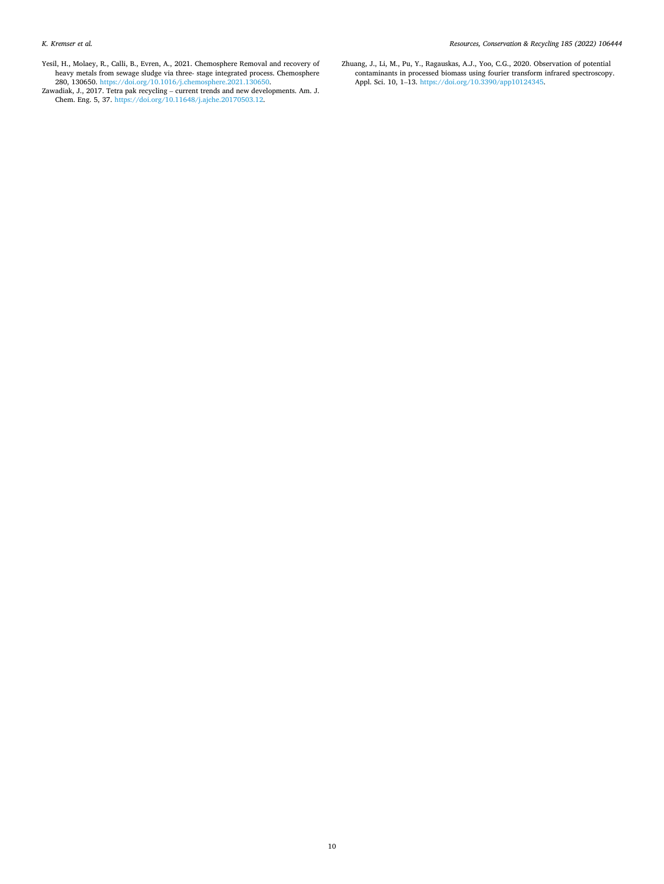Yesil, H., Molaey, R., Calli, B., Evren, A., 2021. Chemosphere Removal and recovery of heavy metals from sewage sludge via three- stage integrated process. Chemosphere 280, 130650. https://doi.org/10.1016/j.chemosphere.2021.130650.

Zawadiak, J., 2017. Tetra pak recycling – current trends and new developments. Am. J. Chem. Eng. 5, 37. https://doi.org/10.11648/j.ajche.20170503.12.

Zhuang, J., Li, M., Pu, Y., Ragauskas, A.J., Yoo, C.G., 2020. Observation of potential contaminants in processed biomass using fourier transform infrared spectroscopy. Appl. Sci. 10, 1–13. https://doi.org/10.3390/app10124345.